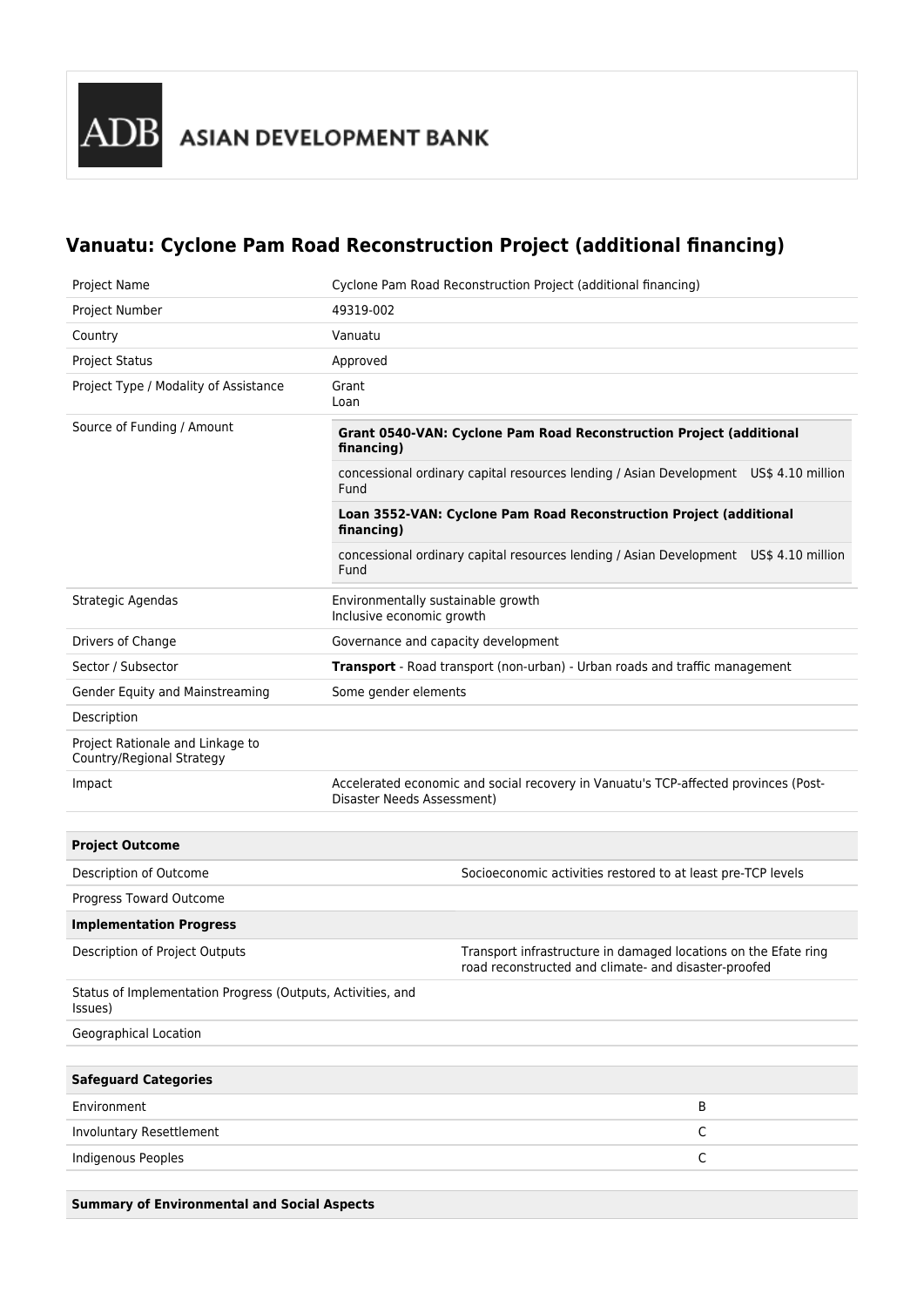ADB ASIAN DEVELOPMENT BANK

# Vanuatu: Cyclone Pam Road Reconstruction Project (additional financing)

| | |
|---|---|
| Project Name | Cyclone Pam Road Reconstruction Project (additional financing) |
| Project Number | 49319-002 |
| Country | Vanuatu |
| Project Status | Approved |
| Project Type / Modality of Assistance | Grant<br>Loan |
| Source of Funding / Amount | **Grant 0540-VAN: Cyclone Pam Road Reconstruction Project (additional financing)**<br>concessional ordinary capital resources lending / Asian Development Fund — US$ 4.10 million<br>**Loan 3552-VAN: Cyclone Pam Road Reconstruction Project (additional financing)**<br>concessional ordinary capital resources lending / Asian Development Fund — US$ 4.10 million |
| Strategic Agendas | Environmentally sustainable growth<br>Inclusive economic growth |
| Drivers of Change | Governance and capacity development |
| Sector / Subsector | **Transport** - Road transport (non-urban) - Urban roads and traffic management |
| Gender Equity and Mainstreaming | Some gender elements |
| Description | |
| Project Rationale and Linkage to Country/Regional Strategy | |
| Impact | Accelerated economic and social recovery in Vanuatu's TCP-affected provinces (Post-Disaster Needs Assessment) |

| **Project Outcome** | |
|---|---|
| Description of Outcome | Socioeconomic activities restored to at least pre-TCP levels |
| Progress Toward Outcome | |
| **Implementation Progress** | |
| Description of Project Outputs | Transport infrastructure in damaged locations on the Efate ring road reconstructed and climate- and disaster-proofed |
| Status of Implementation Progress (Outputs, Activities, and Issues) | |
| Geographical Location | |

| **Safeguard Categories** | |
|---|---|
| Environment | B |
| Involuntary Resettlement | C |
| Indigenous Peoples | C |

**Summary of Environmental and Social Aspects**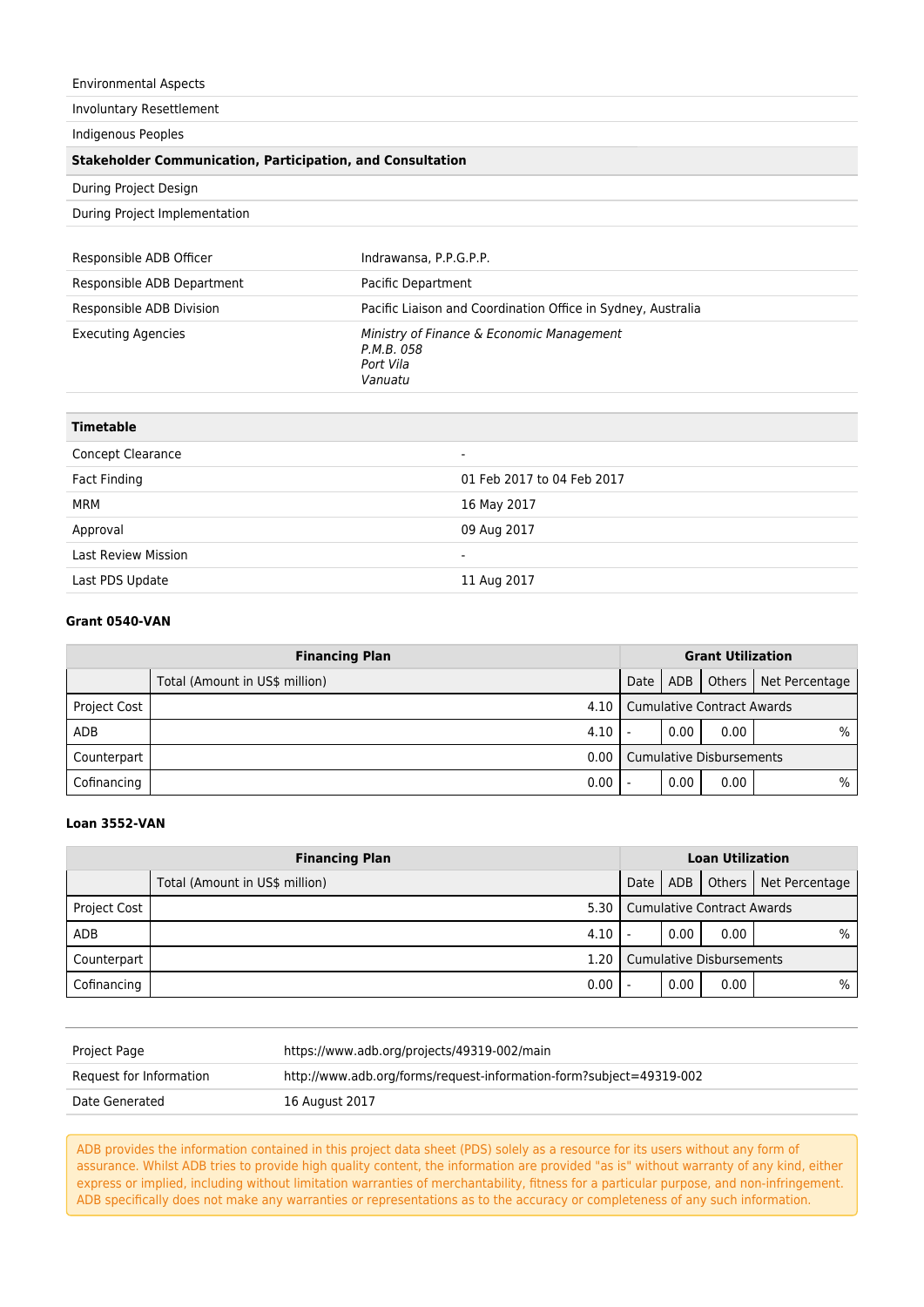| | |
|---|---|
| Environmental Aspects | |
| Involuntary Resettlement | |
| Indigenous Peoples | |
| **Stakeholder Communication, Participation, and Consultation** | |
| During Project Design | |
| During Project Implementation | |

| | |
|---|---|
| Responsible ADB Officer | Indrawansa, P.P.G.P.P. |
| Responsible ADB Department | Pacific Department |
| Responsible ADB Division | Pacific Liaison and Coordination Office in Sydney, Australia |
| Executing Agencies | *Ministry of Finance & Economic Management*<br>*P.M.B. 058*<br>*Port Vila*<br>*Vanuatu* |

| **Timetable** | |
|---|---|
| Concept Clearance | - |
| Fact Finding | 01 Feb 2017 to 04 Feb 2017 |
| MRM | 16 May 2017 |
| Approval | 09 Aug 2017 |
| Last Review Mission | - |
| Last PDS Update | 11 Aug 2017 |

**Grant 0540-VAN**

| **Financing Plan** | | **Grant Utilization** | | | |
|---|---|---|---|---|---|
| | Total (Amount in US$ million) | Date | ADB | Others | Net Percentage |
| Project Cost | 4.10 | Cumulative Contract Awards | | | |
| ADB | 4.10 | - | 0.00 | 0.00 | % |
| Counterpart | 0.00 | Cumulative Disbursements | | | |
| Cofinancing | 0.00 | - | 0.00 | 0.00 | % |

**Loan 3552-VAN**

| **Financing Plan** | | **Loan Utilization** | | | |
|---|---|---|---|---|---|
| | Total (Amount in US$ million) | Date | ADB | Others | Net Percentage |
| Project Cost | 5.30 | Cumulative Contract Awards | | | |
| ADB | 4.10 | - | 0.00 | 0.00 | % |
| Counterpart | 1.20 | Cumulative Disbursements | | | |
| Cofinancing | 0.00 | - | 0.00 | 0.00 | % |

| | |
|---|---|
| Project Page | https://www.adb.org/projects/49319-002/main |
| Request for Information | http://www.adb.org/forms/request-information-form?subject=49319-002 |
| Date Generated | 16 August 2017 |

ADB provides the information contained in this project data sheet (PDS) solely as a resource for its users without any form of assurance. Whilst ADB tries to provide high quality content, the information are provided "as is" without warranty of any kind, either express or implied, including without limitation warranties of merchantability, fitness for a particular purpose, and non-infringement. ADB specifically does not make any warranties or representations as to the accuracy or completeness of any such information.